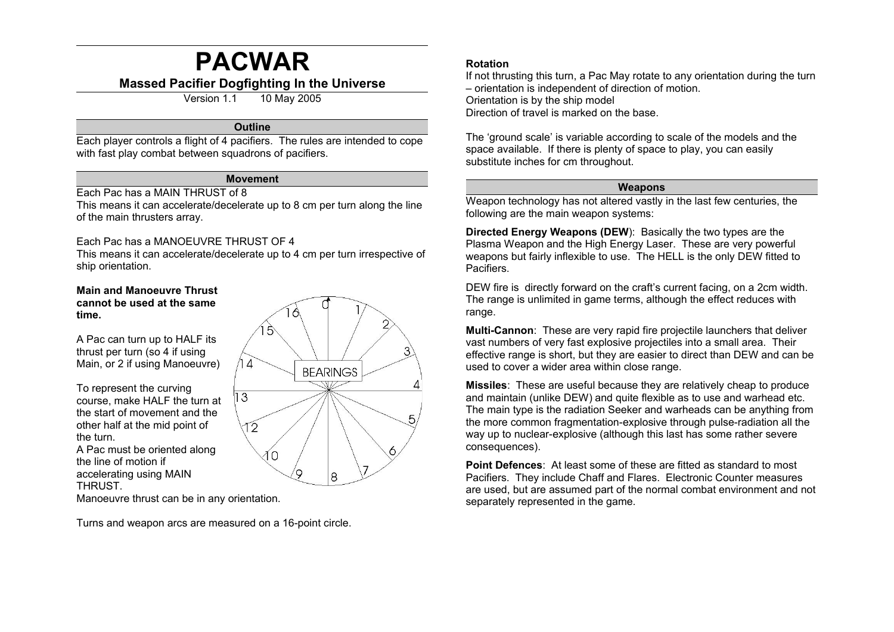# PACWAR

## Massed Pacifier Dogfighting In the Universe

Version 1.1 10 May 2005

### Outline

Each player controls a flight of 4 pacifiers. The rules are intended to cope with fast play combat between squadrons of pacifiers.

### Movement

Each Pac has a MAIN THRUST of 8

This means it can accelerate/decelerate up to 8 cm per turn along the line of the main thrusters array.

Each Pac has a MANOEUVRE THRUST OF 4

This means it can accelerate/decelerate up to 4 cm per turn irrespective of ship orientation.

**Main and Manoeuvre Thrust cannot be used at the same time.**

A Pac can turn up to HALF its thrust per turn (so 4 if using Main, or 2 if using Manoeuvre)

To represent the curving course, make HALF the turn at the start of movement and the other half at the mid point of the turn.

A Pac must be oriented along the line of motion if accelerating using MAIN THRUST.

Manoeuvre thrust can be in any orientation.

Turns and weapon arcs are measured on a 16-point circle.

BEARINGS

#### Rotation

If not thrusting this turn, a Pac May rotate to any orientation during the turn – orientation is independent of direction of motion.

Orientation is by the ship model

Direction of travel is marked on the base.

The 'ground scale' is variable according to scale of the models and the space available. If there is plenty of space to play, you can easily substitute inches for cm throughout.

### Weapons

Weapon technology has not altered vastly in the last few centuries, the following are the main weapon systems:

**Directed Energy Weapons (DEW)**: Basically the two types are the Plasma Weapon and the High Energy Laser. These are very powerful weapons but fairly inflexible to use. The HELL is the only DEW fitted to Pacifiers.

DEW fire is directly forward on the craft's current facing, on a 2cm width. The range is unlimited in game terms, although the effect reduces with range.

**Multi-Cannon**: These are very rapid fire projectile launchers that deliver vast numbers of very fast explosive projectiles into a small area. Their effective range is short, but they are easier to direct than DEW and can be used to cover a wider area within close range.

**Missiles**: These are useful because they are relatively cheap to produce and maintain (unlike DEW) and quite flexible as to use and warhead etc. The main type is the radiation Seeker and warheads can be anything from the more common fragmentation-explosive through pulse-radiation all the way up to nuclear-explosive (although this last has some rather severe consequences).

**Point Defences**: At least some of these are fitted as standard to most Pacifiers. They include Chaff and Flares. Electronic Counter measures are used, but are assumed part of the normal combat environment and not separately represented in the game.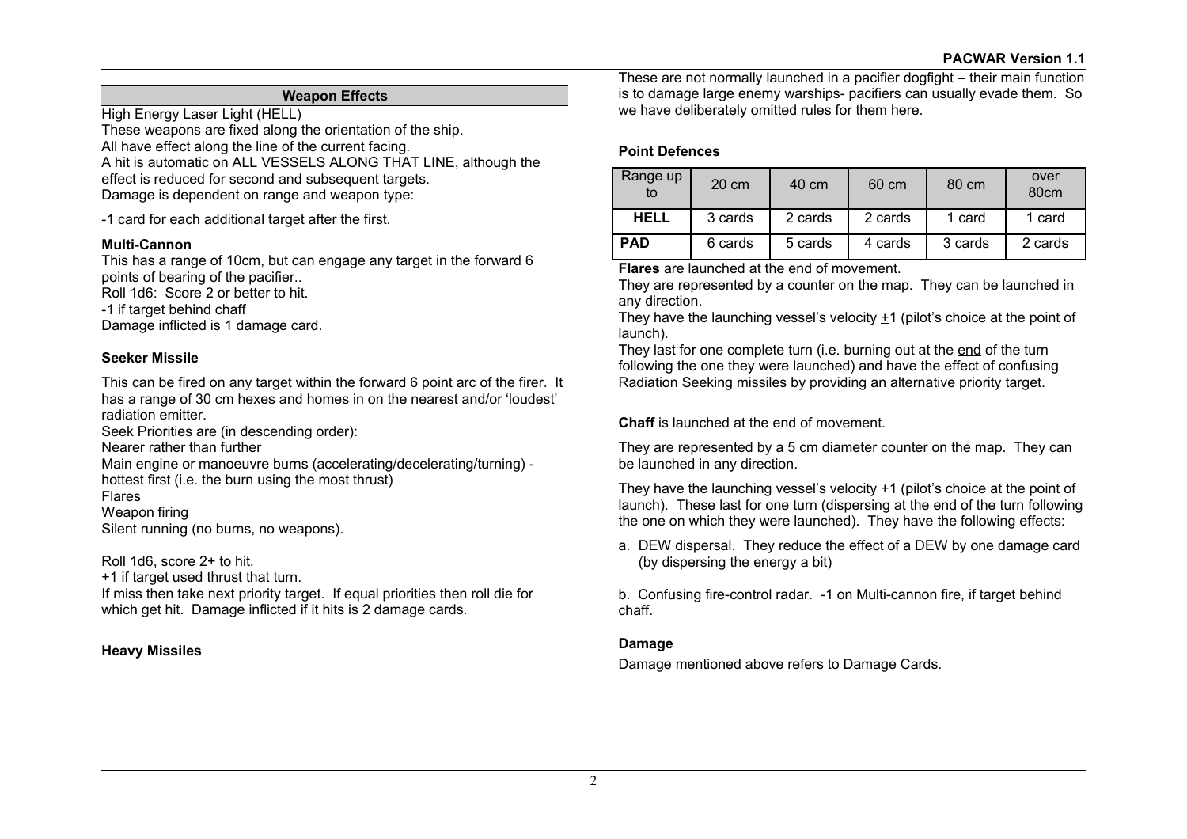## Weapon Effects

High Energy Laser Light (HELL)
These weapons are fixed along the orientation of the ship.
All have effect along the line of the current facing.
A hit is automatic on ALL VESSELS ALONG THAT LINE, although the effect is reduced for second and subsequent targets.
Damage is dependent on range and weapon type:

-1 card for each additional target after the first.

**Multi-Cannon**
This has a range of 10cm, but can engage any target in the forward 6 points of bearing of the pacifier..
Roll 1d6: Score 2 or better to hit.
-1 if target behind chaff
Damage inflicted is 1 damage card.

**Seeker Missile**

This can be fired on any target within the forward 6 point arc of the firer. It has a range of 30 cm hexes and homes in on the nearest and/or 'loudest' radiation emitter.
Seek Priorities are (in descending order):
Nearer rather than further
Main engine or manoeuvre burns (accelerating/decelerating/turning) - hottest first (i.e. the burn using the most thrust)
Flares
Weapon firing
Silent running (no burns, no weapons).

Roll 1d6, score 2+ to hit.
+1 if target used thrust that turn.
If miss then take next priority target. If equal priorities then roll die for which get hit. Damage inflicted if it hits is 2 damage cards.

**Heavy Missiles**

These are not normally launched in a pacifier dogfight – their main function is to damage large enemy warships- pacifiers can usually evade them. So we have deliberately omitted rules for them here.

**Point Defences**

| Range up to | 20 cm | 40 cm | 60 cm | 80 cm | over 80cm |
|---|---|---|---|---|---|
| **HELL** | 3 cards | 2 cards | 2 cards | 1 card | 1 card |
| **PAD** | 6 cards | 5 cards | 4 cards | 3 cards | 2 cards |

**Flares** are launched at the end of movement.
They are represented by a counter on the map. They can be launched in any direction.
They have the launching vessel's velocity ±1 (pilot's choice at the point of launch).
They last for one complete turn (i.e. burning out at the end of the turn following the one they were launched) and have the effect of confusing Radiation Seeking missiles by providing an alternative priority target.

**Chaff** is launched at the end of movement.

They are represented by a 5 cm diameter counter on the map. They can be launched in any direction.

They have the launching vessel's velocity ±1 (pilot's choice at the point of launch). These last for one turn (dispersing at the end of the turn following the one on which they were launched). They have the following effects:

a. DEW dispersal. They reduce the effect of a DEW by one damage card (by dispersing the energy a bit)

b. Confusing fire-control radar. -1 on Multi-cannon fire, if target behind chaff.

**Damage**
Damage mentioned above refers to Damage Cards.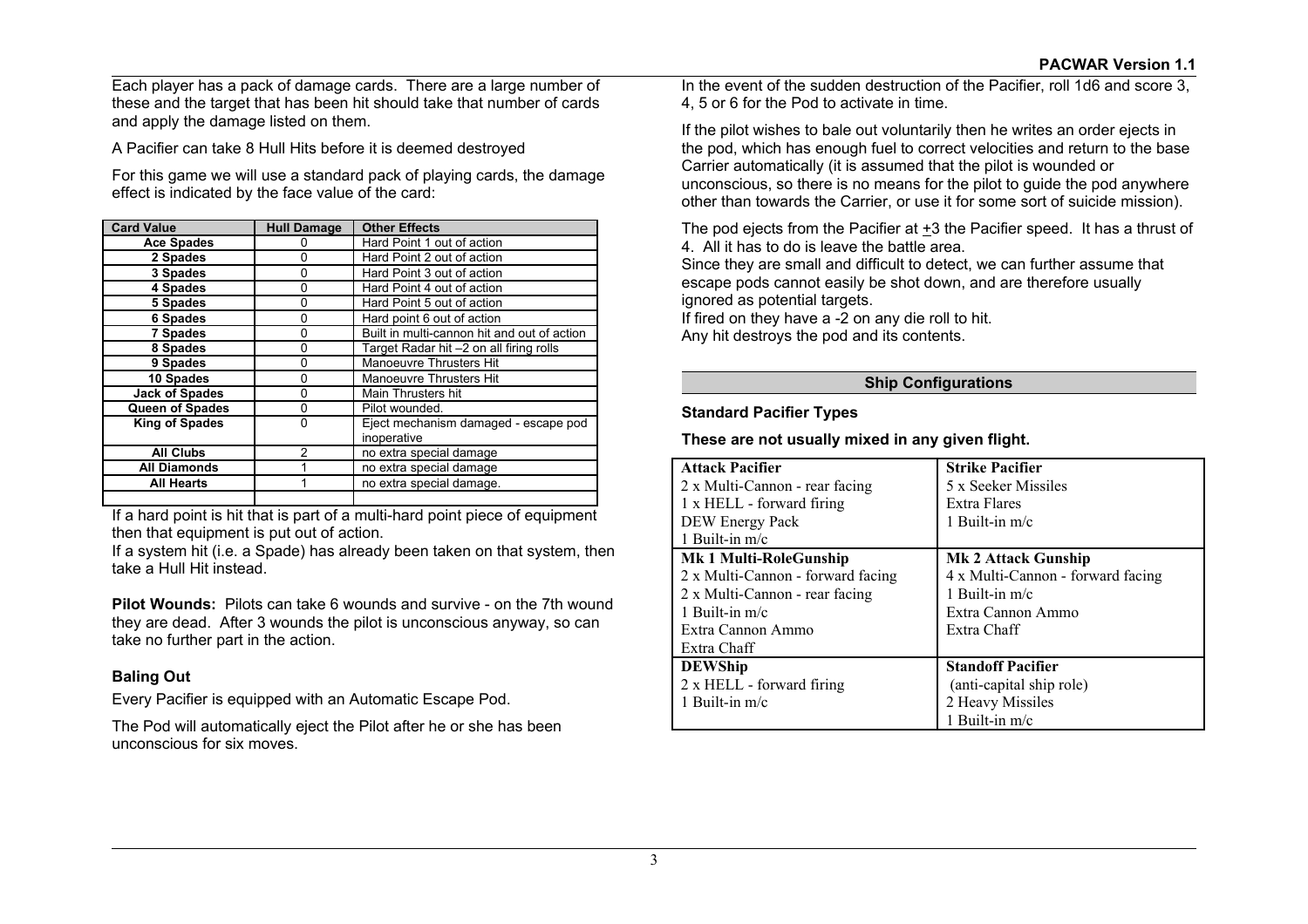Each player has a pack of damage cards. There are a large number of these and the target that has been hit should take that number of cards and apply the damage listed on them.

A Pacifier can take 8 Hull Hits before it is deemed destroyed

For this game we will use a standard pack of playing cards, the damage effect is indicated by the face value of the card:

| Card Value | Hull Damage | Other Effects |
|---|---|---|
| Ace Spades | 0 | Hard Point 1 out of action |
| 2 Spades | 0 | Hard Point 2 out of action |
| 3 Spades | 0 | Hard Point 3 out of action |
| 4 Spades | 0 | Hard Point 4 out of action |
| 5 Spades | 0 | Hard Point 5 out of action |
| 6 Spades | 0 | Hard point 6 out of action |
| 7 Spades | 0 | Built in multi-cannon hit and out of action |
| 8 Spades | 0 | Target Radar hit –2 on all firing rolls |
| 9 Spades | 0 | Manoeuvre Thrusters Hit |
| 10 Spades | 0 | Manoeuvre Thrusters Hit |
| Jack of Spades | 0 | Main Thrusters hit |
| Queen of Spades | 0 | Pilot wounded. |
| King of Spades | 0 | Eject mechanism damaged - escape pod inoperative |
| All Clubs | 2 | no extra special damage |
| All Diamonds | 1 | no extra special damage |
| All Hearts | 1 | no extra special damage. |
| | | |

If a hard point is hit that is part of a multi-hard point piece of equipment then that equipment is put out of action.
If a system hit (i.e. a Spade) has already been taken on that system, then take a Hull Hit instead.

**Pilot Wounds:** Pilots can take 6 wounds and survive - on the 7th wound they are dead. After 3 wounds the pilot is unconscious anyway, so can take no further part in the action.

### Baling Out

Every Pacifier is equipped with an Automatic Escape Pod.

The Pod will automatically eject the Pilot after he or she has been unconscious for six moves.

In the event of the sudden destruction of the Pacifier, roll 1d6 and score 3, 4, 5 or 6 for the Pod to activate in time.

If the pilot wishes to bale out voluntarily then he writes an order ejects in the pod, which has enough fuel to correct velocities and return to the base Carrier automatically (it is assumed that the pilot is wounded or unconscious, so there is no means for the pilot to guide the pod anywhere other than towards the Carrier, or use it for some sort of suicide mission).

The pod ejects from the Pacifier at ±3 the Pacifier speed. It has a thrust of 4. All it has to do is leave the battle area.
Since they are small and difficult to detect, we can further assume that escape pods cannot easily be shot down, and are therefore usually ignored as potential targets.
If fired on they have a -2 on any die roll to hit.
Any hit destroys the pod and its contents.

## Ship Configurations

### Standard Pacifier Types

**These are not usually mixed in any given flight.**

| **Attack Pacifier** | **Strike Pacifier** |
|---|---|
| 2 x Multi-Cannon - rear facing<br>1 x HELL - forward firing<br>DEW Energy Pack<br>1 Built-in m/c | 5 x Seeker Missiles<br>Extra Flares<br>1 Built-in m/c |
| **Mk 1 Multi-RoleGunship**<br>2 x Multi-Cannon - forward facing<br>2 x Multi-Cannon - rear facing<br>1 Built-in m/c<br>Extra Cannon Ammo<br>Extra Chaff | **Mk 2 Attack Gunship**<br>4 x Multi-Cannon - forward facing<br>1 Built-in m/c<br>Extra Cannon Ammo<br>Extra Chaff |
| **DEWShip**<br>2 x HELL - forward firing<br>1 Built-in m/c | **Standoff Pacifier**<br>(anti-capital ship role)<br>2 Heavy Missiles<br>1 Built-in m/c |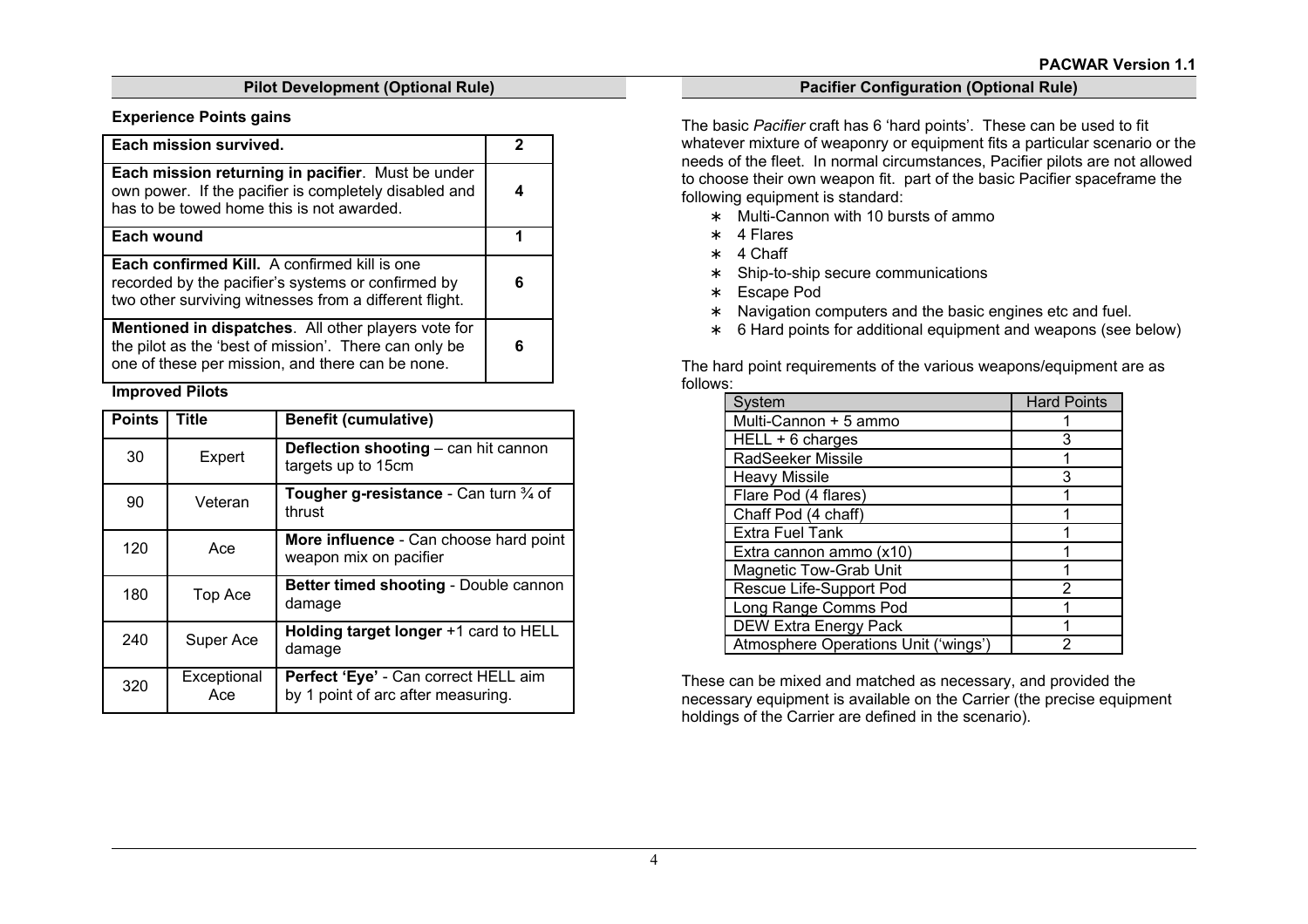## Pilot Development (Optional Rule)

### Experience Points gains

| Each mission survived. | 2 |
|---|---|
| **Each mission returning in pacifier**. Must be under own power. If the pacifier is completely disabled and has to be towed home this is not awarded. | 4 |
| **Each wound** | 1 |
| **Each confirmed Kill.** A confirmed kill is one recorded by the pacifier's systems or confirmed by two other surviving witnesses from a different flight. | 6 |
| **Mentioned in dispatches**. All other players vote for the pilot as the 'best of mission'. There can only be one of these per mission, and there can be none. | 6 |

### Improved Pilots

| Points | Title | Benefit (cumulative) |
|---|---|---|
| 30 | Expert | **Deflection shooting** – can hit cannon targets up to 15cm |
| 90 | Veteran | **Tougher g-resistance** - Can turn ¾ of thrust |
| 120 | Ace | **More influence** - Can choose hard point weapon mix on pacifier |
| 180 | Top Ace | **Better timed shooting** - Double cannon damage |
| 240 | Super Ace | **Holding target longer** +1 card to HELL damage |
| 320 | Exceptional Ace | **Perfect 'Eye'** - Can correct HELL aim by 1 point of arc after measuring. |

## Pacifier Configuration (Optional Rule)

The basic *Pacifier* craft has 6 'hard points'. These can be used to fit whatever mixture of weaponry or equipment fits a particular scenario or the needs of the fleet. In normal circumstances, Pacifier pilots are not allowed to choose their own weapon fit. part of the basic Pacifier spaceframe the following equipment is standard:

* Multi-Cannon with 10 bursts of ammo
* 4 Flares
* 4 Chaff
* Ship-to-ship secure communications
* Escape Pod
* Navigation computers and the basic engines etc and fuel.
* 6 Hard points for additional equipment and weapons (see below)

The hard point requirements of the various weapons/equipment are as follows:

| System | Hard Points |
|---|---|
| Multi-Cannon + 5 ammo | 1 |
| HELL + 6 charges | 3 |
| RadSeeker Missile | 1 |
| Heavy Missile | 3 |
| Flare Pod (4 flares) | 1 |
| Chaff Pod (4 chaff) | 1 |
| Extra Fuel Tank | 1 |
| Extra cannon ammo (x10) | 1 |
| Magnetic Tow-Grab Unit | 1 |
| Rescue Life-Support Pod | 2 |
| Long Range Comms Pod | 1 |
| DEW Extra Energy Pack | 1 |
| Atmosphere Operations Unit ('wings') | 2 |

These can be mixed and matched as necessary, and provided the necessary equipment is available on the Carrier (the precise equipment holdings of the Carrier are defined in the scenario).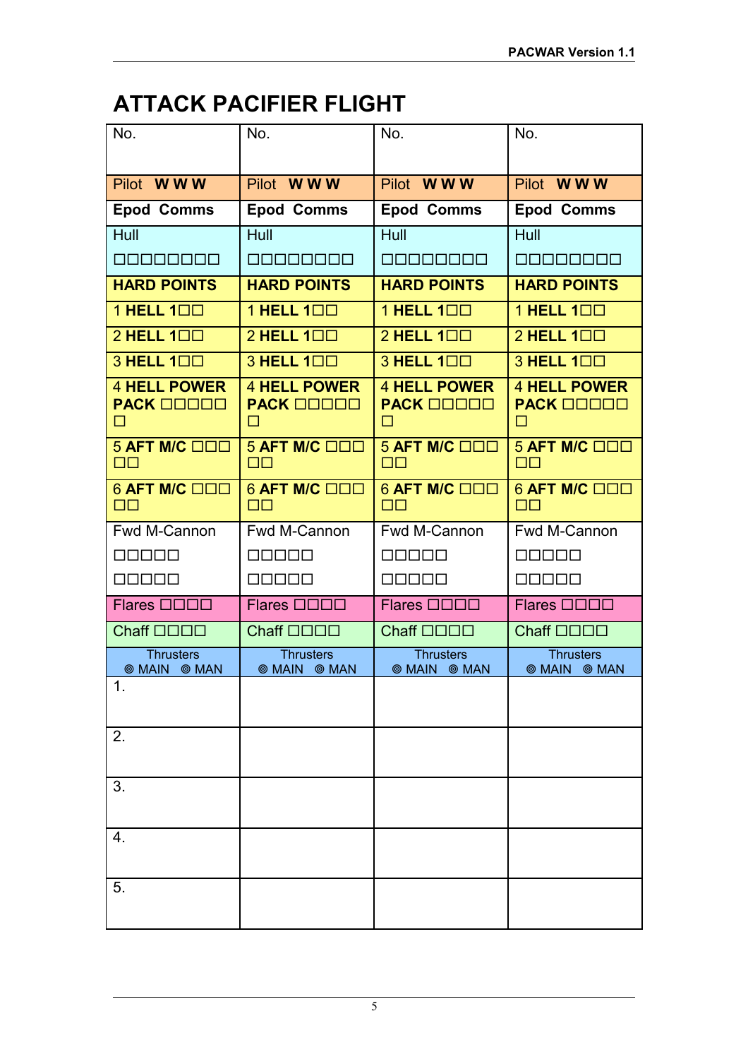# ATTACK PACIFIER FLIGHT

| No. | No. | No. | No. |
|---|---|---|---|
| Pilot **W W W** | Pilot **W W W** | Pilot **W W W** | Pilot **W W W** |
| **Epod Comms** | **Epod Comms** | **Epod Comms** | **Epod Comms** |
| Hull<br>□□□□□□□□ | Hull<br>□□□□□□□□ | Hull<br>□□□□□□□□ | Hull<br>□□□□□□□□ |
| **HARD POINTS** | **HARD POINTS** | **HARD POINTS** | **HARD POINTS** |
| 1 **HELL 1**□□ | 1 **HELL 1**□□ | 1 **HELL 1**□□ | 1 **HELL 1**□□ |
| 2 **HELL 1**□□ | 2 **HELL 1**□□ | 2 **HELL 1**□□ | 2 **HELL 1**□□ |
| 3 **HELL 1**□□ | 3 **HELL 1**□□ | 3 **HELL 1**□□ | 3 **HELL 1**□□ |
| 4 **HELL POWER PACK** □□□□□□ | 4 **HELL POWER PACK** □□□□□□ | 4 **HELL POWER PACK** □□□□□□ | 4 **HELL POWER PACK** □□□□□□ |
| 5 **AFT M/C** □□□□□ | 5 **AFT M/C** □□□□□ | 5 **AFT M/C** □□□□□ | 5 **AFT M/C** □□□□□ |
| 6 **AFT M/C** □□□□□ | 6 **AFT M/C** □□□□□ | 6 **AFT M/C** □□□□□ | 6 **AFT M/C** □□□□□ |
| Fwd M-Cannon<br>□□□□□<br>□□□□□ | Fwd M-Cannon<br>□□□□□<br>□□□□□ | Fwd M-Cannon<br>□□□□□<br>□□□□□ | Fwd M-Cannon<br>□□□□□<br>□□□□□ |
| Flares □□□□ | Flares □□□□ | Flares □□□□ | Flares □□□□ |
| Chaff □□□□ | Chaff □□□□ | Chaff □□□□ | Chaff □□□□ |
| Thrusters<br>◎ MAIN ◎ MAN | Thrusters<br>◎ MAIN ◎ MAN | Thrusters<br>◎ MAIN ◎ MAN | Thrusters<br>◎ MAIN ◎ MAN |
| 1. | | | |
| 2. | | | |
| 3. | | | |
| 4. | | | |
| 5. | | | |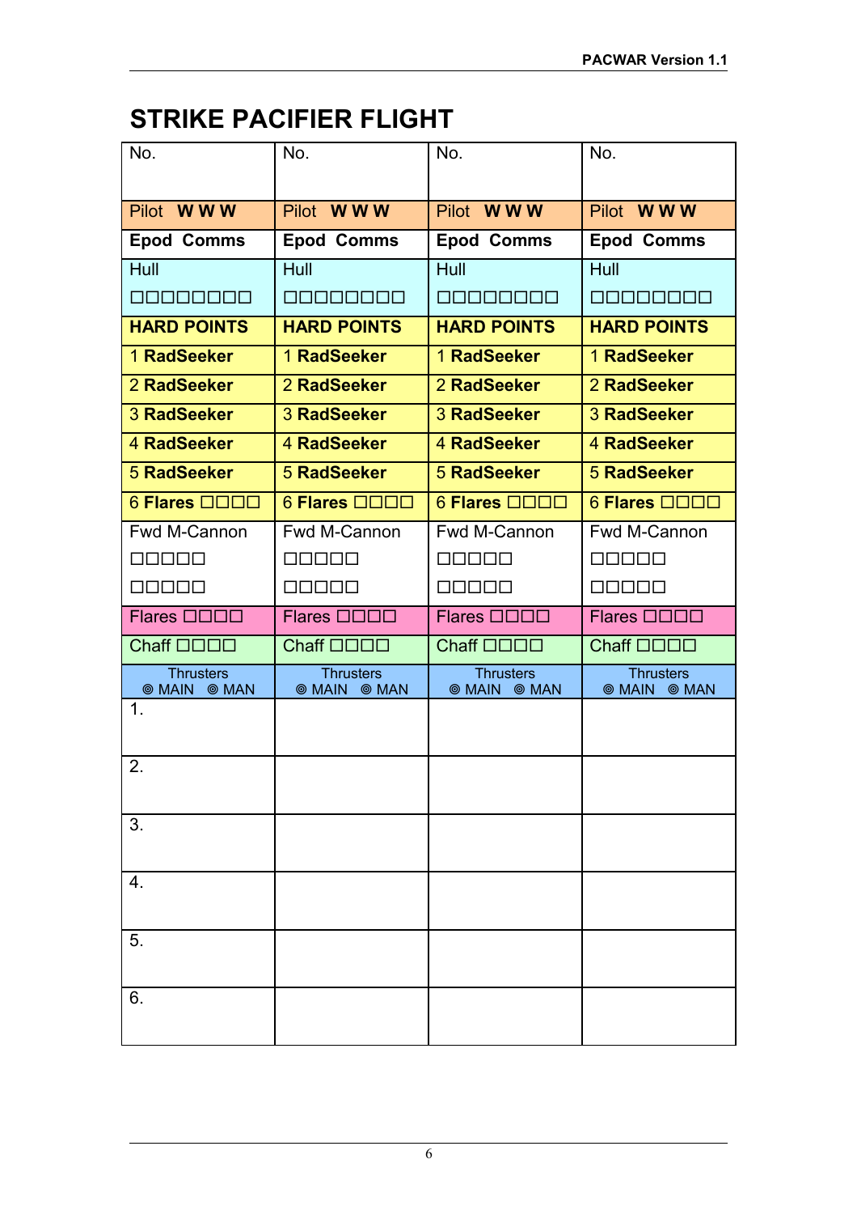## STRIKE PACIFIER FLIGHT

| No. | No. | No. | No. |
|---|---|---|---|
| Pilot **W W W** | Pilot **W W W** | Pilot **W W W** | Pilot **W W W** |
| **Epod Comms** | **Epod Comms** | **Epod Comms** | **Epod Comms** |
| Hull ☐☐☐☐☐☐☐☐ | Hull ☐☐☐☐☐☐☐☐ | Hull ☐☐☐☐☐☐☐☐ | Hull ☐☐☐☐☐☐☐☐ |
| **HARD POINTS** | **HARD POINTS** | **HARD POINTS** | **HARD POINTS** |
| 1 **RadSeeker** | 1 **RadSeeker** | 1 **RadSeeker** | 1 **RadSeeker** |
| 2 **RadSeeker** | 2 **RadSeeker** | 2 **RadSeeker** | 2 **RadSeeker** |
| 3 **RadSeeker** | 3 **RadSeeker** | 3 **RadSeeker** | 3 **RadSeeker** |
| 4 **RadSeeker** | 4 **RadSeeker** | 4 **RadSeeker** | 4 **RadSeeker** |
| 5 **RadSeeker** | 5 **RadSeeker** | 5 **RadSeeker** | 5 **RadSeeker** |
| 6 **Flares** ☐☐☐☐ | 6 **Flares** ☐☐☐☐ | 6 **Flares** ☐☐☐☐ | 6 **Flares** ☐☐☐☐ |
| Fwd M-Cannon ☐☐☐☐☐ ☐☐☐☐☐ | Fwd M-Cannon ☐☐☐☐☐ ☐☐☐☐☐ | Fwd M-Cannon ☐☐☐☐☐ ☐☐☐☐☐ | Fwd M-Cannon ☐☐☐☐☐ ☐☐☐☐☐ |
| Flares ☐☐☐☐ | Flares ☐☐☐☐ | Flares ☐☐☐☐ | Flares ☐☐☐☐ |
| Chaff ☐☐☐☐ | Chaff ☐☐☐☐ | Chaff ☐☐☐☐ | Chaff ☐☐☐☐ |
| Thrusters ◎ MAIN ◎ MAN | Thrusters ◎ MAIN ◎ MAN | Thrusters ◎ MAIN ◎ MAN | Thrusters ◎ MAIN ◎ MAN |
| 1. | | | |
| 2. | | | |
| 3. | | | |
| 4. | | | |
| 5. | | | |
| 6. | | | |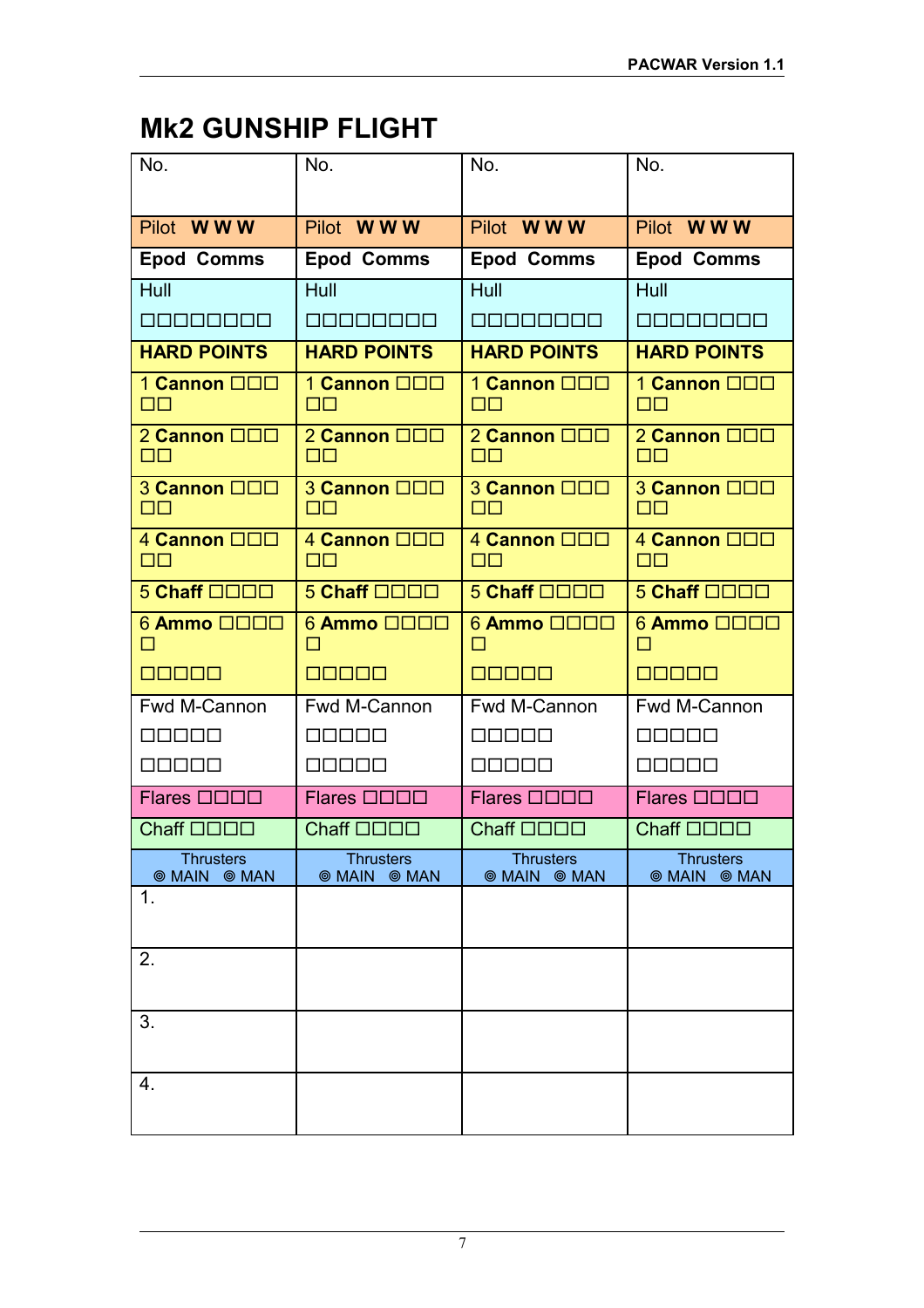# Mk2 GUNSHIP FLIGHT

| No. | No. | No. | No. |
|---|---|---|---|
| Pilot **W W W** | Pilot **W W W** | Pilot **W W W** | Pilot **W W W** |
| **Epod Comms** | **Epod Comms** | **Epod Comms** | **Epod Comms** |
| Hull ☐☐☐☐☐☐☐☐ | Hull ☐☐☐☐☐☐☐☐ | Hull ☐☐☐☐☐☐☐☐ | Hull ☐☐☐☐☐☐☐☐ |
| **HARD POINTS** | **HARD POINTS** | **HARD POINTS** | **HARD POINTS** |
| 1 **Cannon** ☐☐☐ ☐☐ | 1 **Cannon** ☐☐☐ ☐☐ | 1 **Cannon** ☐☐☐ ☐☐ | 1 **Cannon** ☐☐☐ ☐☐ |
| 2 **Cannon** ☐☐☐ ☐☐ | 2 **Cannon** ☐☐☐ ☐☐ | 2 **Cannon** ☐☐☐ ☐☐ | 2 **Cannon** ☐☐☐ ☐☐ |
| 3 **Cannon** ☐☐☐ ☐☐ | 3 **Cannon** ☐☐☐ ☐☐ | 3 **Cannon** ☐☐☐ ☐☐ | 3 **Cannon** ☐☐☐ ☐☐ |
| 4 **Cannon** ☐☐☐ ☐☐ | 4 **Cannon** ☐☐☐ ☐☐ | 4 **Cannon** ☐☐☐ ☐☐ | 4 **Cannon** ☐☐☐ ☐☐ |
| 5 **Chaff** ☐☐☐☐ | 5 **Chaff** ☐☐☐☐ | 5 **Chaff** ☐☐☐☐ | 5 **Chaff** ☐☐☐☐ |
| 6 **Ammo** ☐☐☐☐ ☐ ☐☐☐☐☐ | 6 **Ammo** ☐☐☐☐ ☐ ☐☐☐☐☐ | 6 **Ammo** ☐☐☐☐ ☐ ☐☐☐☐☐ | 6 **Ammo** ☐☐☐☐ ☐ ☐☐☐☐☐ |
| Fwd M-Cannon ☐☐☐☐☐ ☐☐☐☐☐ | Fwd M-Cannon ☐☐☐☐☐ ☐☐☐☐☐ | Fwd M-Cannon ☐☐☐☐☐ ☐☐☐☐☐ | Fwd M-Cannon ☐☐☐☐☐ ☐☐☐☐☐ |
| Flares ☐☐☐☐ | Flares ☐☐☐☐ | Flares ☐☐☐☐ | Flares ☐☐☐☐ |
| Chaff ☐☐☐☐ | Chaff ☐☐☐☐ | Chaff ☐☐☐☐ | Chaff ☐☐☐☐ |
| Thrusters ◎ MAIN ◎ MAN | Thrusters ◎ MAIN ◎ MAN | Thrusters ◎ MAIN ◎ MAN | Thrusters ◎ MAIN ◎ MAN |
| 1. | | | |
| 2. | | | |
| 3. | | | |
| 4. | | | |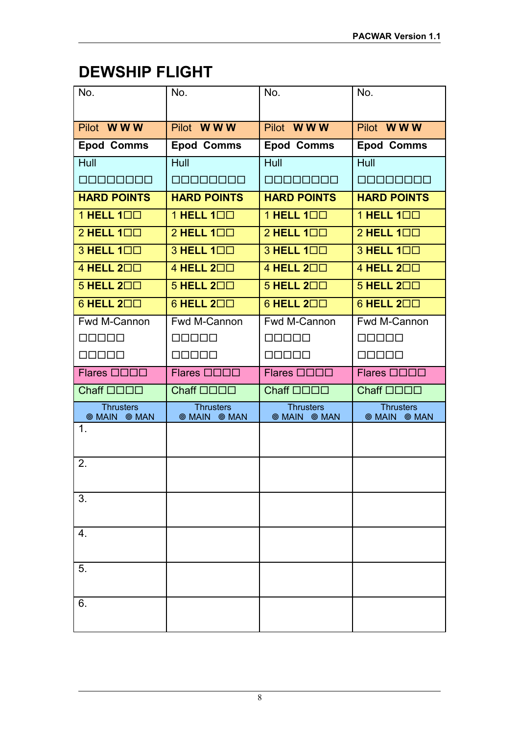# DEWSHIP FLIGHT

| No. | No. | No. | No. |
|---|---|---|---|
| Pilot **W W W** | Pilot **W W W** | Pilot **W W W** | Pilot **W W W** |
| **Epod Comms** | **Epod Comms** | **Epod Comms** | **Epod Comms** |
| Hull ☐☐☐☐☐☐☐☐ | Hull ☐☐☐☐☐☐☐☐ | Hull ☐☐☐☐☐☐☐☐ | Hull ☐☐☐☐☐☐☐☐ |
| **HARD POINTS** | **HARD POINTS** | **HARD POINTS** | **HARD POINTS** |
| 1 **HELL 1**☐☐ | 1 **HELL 1**☐☐ | 1 **HELL 1**☐☐ | 1 **HELL 1**☐☐ |
| 2 **HELL 1**☐☐ | 2 **HELL 1**☐☐ | 2 **HELL 1**☐☐ | 2 **HELL 1**☐☐ |
| 3 **HELL 1**☐☐ | 3 **HELL 1**☐☐ | 3 **HELL 1**☐☐ | 3 **HELL 1**☐☐ |
| 4 **HELL 2**☐☐ | 4 **HELL 2**☐☐ | 4 **HELL 2**☐☐ | 4 **HELL 2**☐☐ |
| 5 **HELL 2**☐☐ | 5 **HELL 2**☐☐ | 5 **HELL 2**☐☐ | 5 **HELL 2**☐☐ |
| 6 **HELL 2**☐☐ | 6 **HELL 2**☐☐ | 6 **HELL 2**☐☐ | 6 **HELL 2**☐☐ |
| Fwd M-Cannon ☐☐☐☐☐ ☐☐☐☐☐ | Fwd M-Cannon ☐☐☐☐☐ ☐☐☐☐☐ | Fwd M-Cannon ☐☐☐☐☐ ☐☐☐☐☐ | Fwd M-Cannon ☐☐☐☐☐ ☐☐☐☐☐ |
| Flares ☐☐☐☐ | Flares ☐☐☐☐ | Flares ☐☐☐☐ | Flares ☐☐☐☐ |
| Chaff ☐☐☐☐ | Chaff ☐☐☐☐ | Chaff ☐☐☐☐ | Chaff ☐☐☐☐ |
| Thrusters ◎ MAIN ◎ MAN | Thrusters ◎ MAIN ◎ MAN | Thrusters ◎ MAIN ◎ MAN | Thrusters ◎ MAIN ◎ MAN |
| 1. | | | |
| 2. | | | |
| 3. | | | |
| 4. | | | |
| 5. | | | |
| 6. | | | |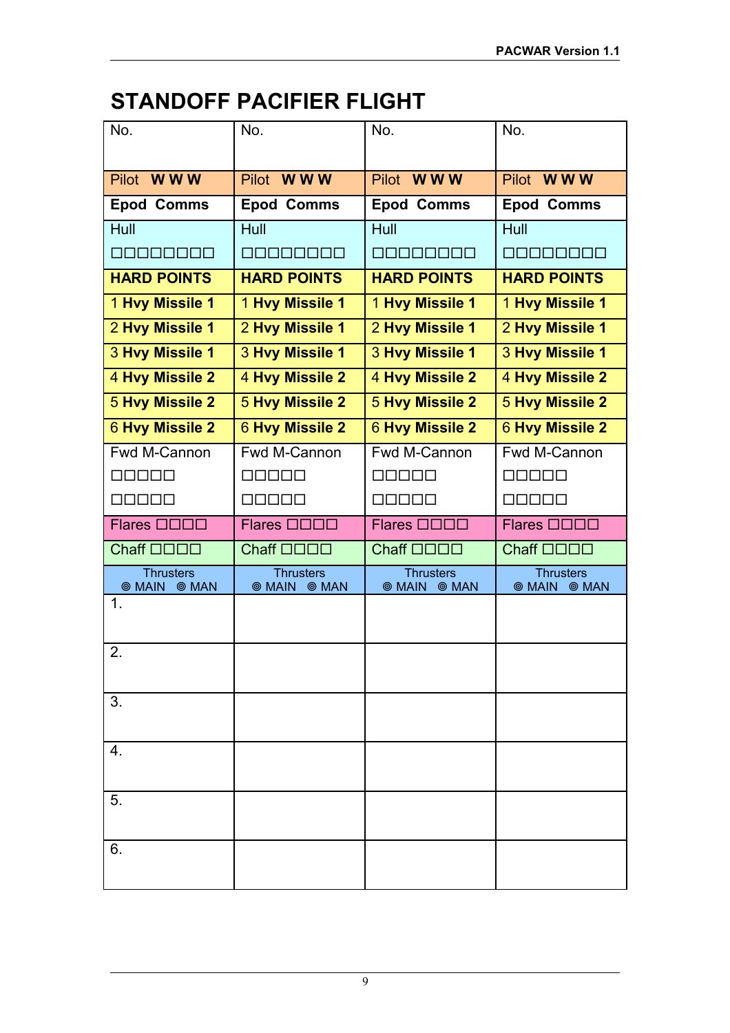# STANDOFF PACIFIER FLIGHT

| No. | No. | No. | No. |
|---|---|---|---|
| Pilot **W W W** | Pilot **W W W** | Pilot **W W W** | Pilot **W W W** |
| **Epod Comms** | **Epod Comms** | **Epod Comms** | **Epod Comms** |
| Hull<br>□□□□□□□□ | Hull<br>□□□□□□□□ | Hull<br>□□□□□□□□ | Hull<br>□□□□□□□□ |
| **HARD POINTS** | **HARD POINTS** | **HARD POINTS** | **HARD POINTS** |
| 1 **Hvy Missile 1** | 1 **Hvy Missile 1** | 1 **Hvy Missile 1** | 1 **Hvy Missile 1** |
| 2 **Hvy Missile 1** | 2 **Hvy Missile 1** | 2 **Hvy Missile 1** | 2 **Hvy Missile 1** |
| 3 **Hvy Missile 1** | 3 **Hvy Missile 1** | 3 **Hvy Missile 1** | 3 **Hvy Missile 1** |
| 4 **Hvy Missile 2** | 4 **Hvy Missile 2** | 4 **Hvy Missile 2** | 4 **Hvy Missile 2** |
| 5 **Hvy Missile 2** | 5 **Hvy Missile 2** | 5 **Hvy Missile 2** | 5 **Hvy Missile 2** |
| 6 **Hvy Missile 2** | 6 **Hvy Missile 2** | 6 **Hvy Missile 2** | 6 **Hvy Missile 2** |
| Fwd M-Cannon<br>□□□□□<br>□□□□□ | Fwd M-Cannon<br>□□□□□<br>□□□□□ | Fwd M-Cannon<br>□□□□□<br>□□□□□ | Fwd M-Cannon<br>□□□□□<br>□□□□□ |
| Flares □□□□ | Flares □□□□ | Flares □□□□ | Flares □□□□ |
| Chaff □□□□ | Chaff □□□□ | Chaff □□□□ | Chaff □□□□ |
| Thrusters<br>◎ MAIN ◎ MAN | Thrusters<br>◎ MAIN ◎ MAN | Thrusters<br>◎ MAIN ◎ MAN | Thrusters<br>◎ MAIN ◎ MAN |
| 1. | | | |
| 2. | | | |
| 3. | | | |
| 4. | | | |
| 5. | | | |
| 6. | | | |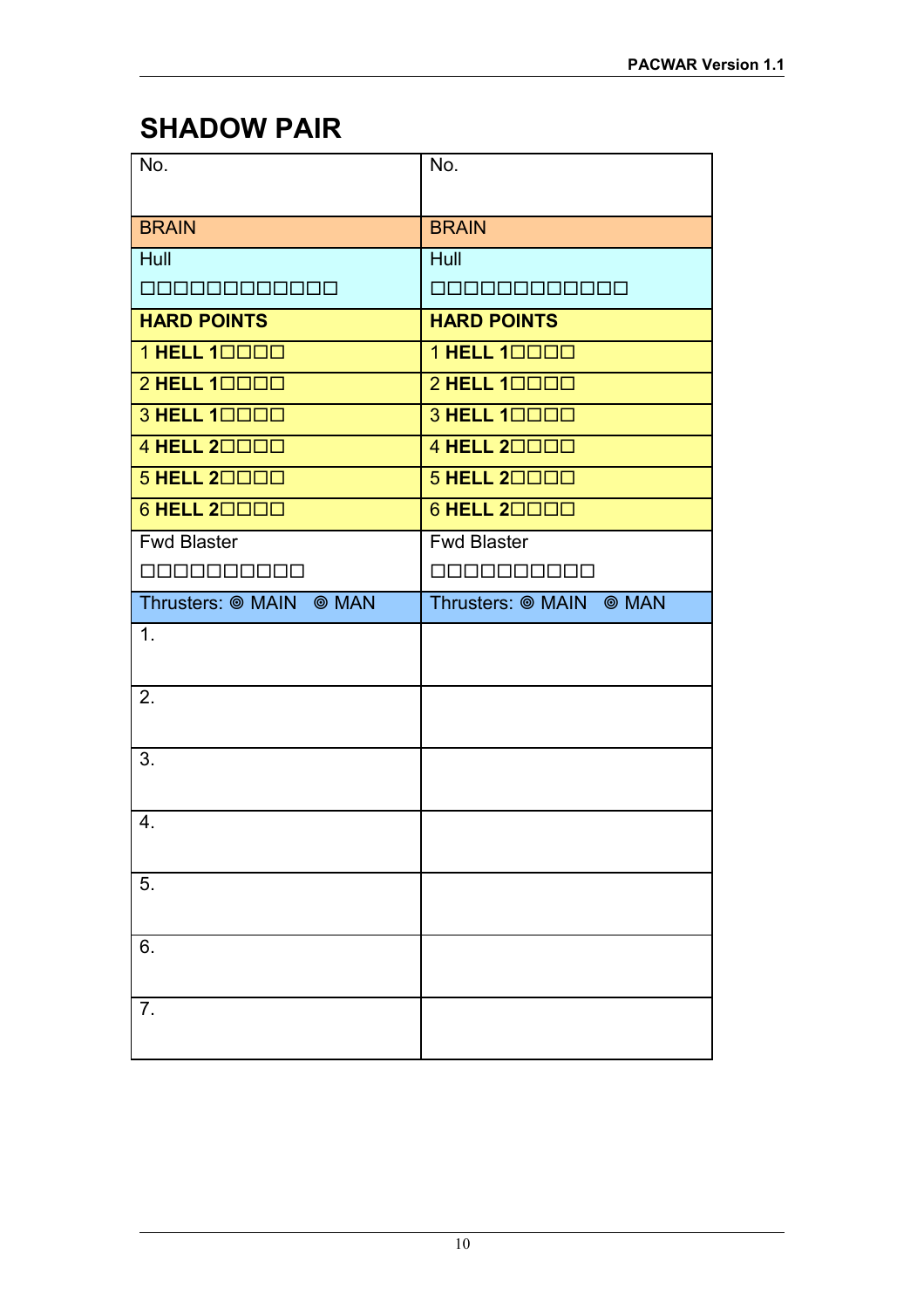## SHADOW PAIR

| | |
|---|---|
| No. | No. |
| BRAIN | BRAIN |
| Hull<br>☐☐☐☐☐☐☐☐☐☐☐☐☐ | Hull<br>☐☐☐☐☐☐☐☐☐☐☐☐☐ |
| **HARD POINTS** | **HARD POINTS** |
| 1 **HELL 1**☐☐☐☐ | 1 **HELL 1**☐☐☐☐ |
| 2 **HELL 1**☐☐☐☐ | 2 **HELL 1**☐☐☐☐ |
| 3 **HELL 1**☐☐☐☐ | 3 **HELL 1**☐☐☐☐ |
| 4 **HELL 2**☐☐☐☐ | 4 **HELL 2**☐☐☐☐ |
| 5 **HELL 2**☐☐☐☐ | 5 **HELL 2**☐☐☐☐ |
| 6 **HELL 2**☐☐☐☐ | 6 **HELL 2**☐☐☐☐ |
| Fwd Blaster<br>☐☐☐☐☐☐☐☐☐☐☐ | Fwd Blaster<br>☐☐☐☐☐☐☐☐☐☐☐ |
| Thrusters: ◎ MAIN ◎ MAN | Thrusters: ◎ MAIN ◎ MAN |
| 1. | |
| 2. | |
| 3. | |
| 4. | |
| 5. | |
| 6. | |
| 7. | |